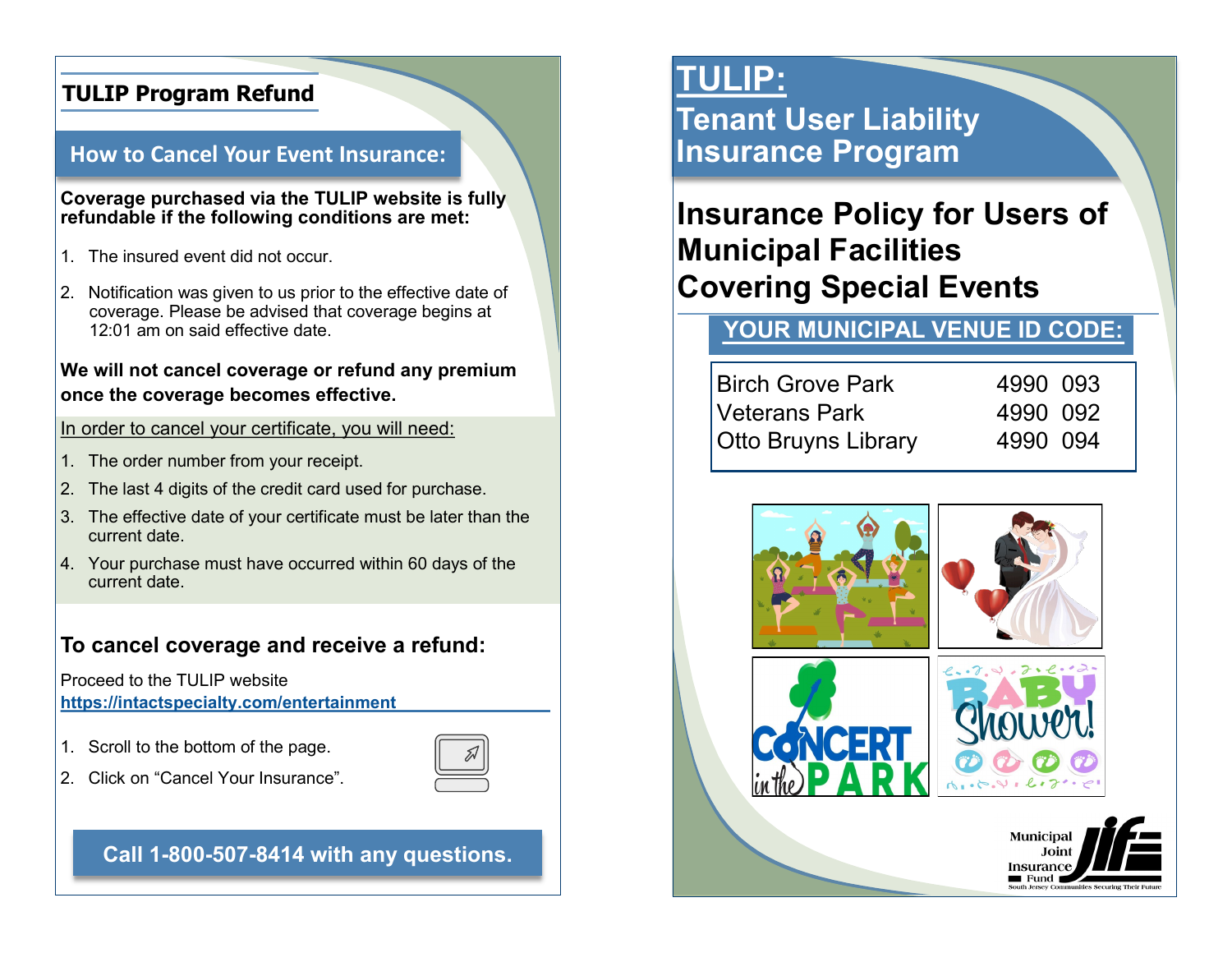# TULIP Program Refund

## How to Cancel Your Event Insurance:

**Coverage purchased via the TULIP website is fully refundable if the following conditions are met:**

1. The insured event did not occur.
2. Notification was given to us prior to the effective date of coverage. Please be advised that coverage begins at 12:01 am on said effective date.

**We will not cancel coverage or refund any premium once the coverage becomes effective.**

In order to cancel your certificate, you will need:

1. The order number from your receipt.
2. The last 4 digits of the credit card used for purchase.
3. The effective date of your certificate must be later than the current date.
4. Your purchase must have occurred within 60 days of the current date.

### To cancel coverage and receive a refund:

Proceed to the TULIP website
**https://intactspecialty.com/entertainment**

1. Scroll to the bottom of the page.
2. Click on "Cancel Your Insurance".

**Call 1-800-507-8414 with any questions.**

# TULIP:
# Tenant User Liability Insurance Program

## Insurance Policy for Users of Municipal Facilities Covering Special Events

**YOUR MUNICIPAL VENUE ID CODE:**

| | |
|---|---|
| Birch Grove Park | 4990 093 |
| Veterans Park | 4990 092 |
| Otto Bruyns Library | 4990 094 |

Municipal Joint Insurance Fund
South Jersey Communities Securing Their Future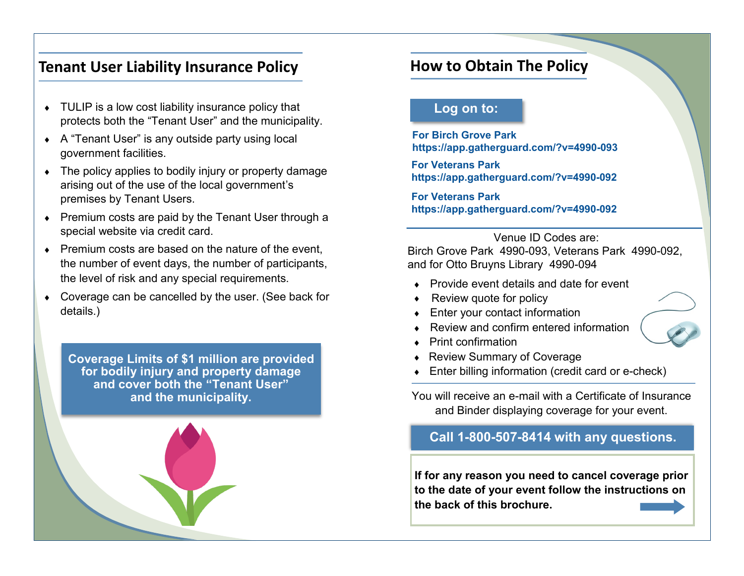## Tenant User Liability Insurance Policy

- TULIP is a low cost liability insurance policy that protects both the "Tenant User" and the municipality.
- A "Tenant User" is any outside party using local government facilities.
- The policy applies to bodily injury or property damage arising out of the use of the local government's premises by Tenant Users.
- Premium costs are paid by the Tenant User through a special website via credit card.
- Premium costs are based on the nature of the event, the number of event days, the number of participants, the level of risk and any special requirements.
- Coverage can be cancelled by the user. (See back for details.)

**Coverage Limits of $1 million are provided for bodily injury and property damage and cover both the "Tenant User" and the municipality.**

## How to Obtain The Policy

**Log on to:**

**For Birch Grove Park**
**https://app.gatherguard.com/?v=4990-093**

**For Veterans Park**
**https://app.gatherguard.com/?v=4990-092**

**For Veterans Park**
**https://app.gatherguard.com/?v=4990-092**

Venue ID Codes are:
Birch Grove Park 4990-093, Veterans Park 4990-092, and for Otto Bruyns Library 4990-094

- Provide event details and date for event
- Review quote for policy
- Enter your contact information
- Review and confirm entered information
- Print confirmation
- Review Summary of Coverage
- Enter billing information (credit card or e-check)

You will receive an e-mail with a Certificate of Insurance and Binder displaying coverage for your event.

**Call 1-800-507-8414 with any questions.**

**If for any reason you need to cancel coverage prior to the date of your event follow the instructions on the back of this brochure.**